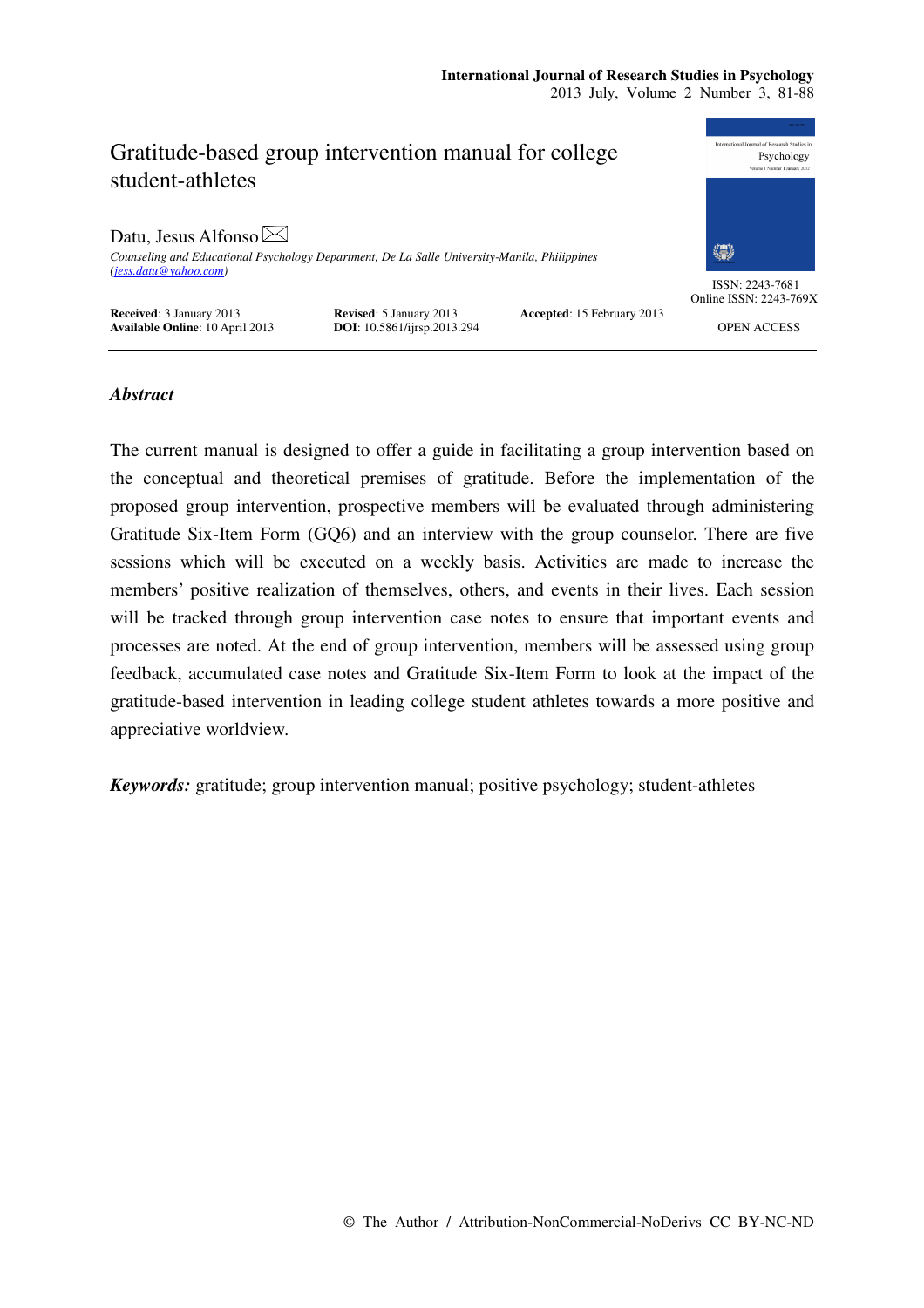# Gratitude-based group intervention manual for college student-athletes

Datu, Jesus Alfonso

*Counseling and Educational Psychology Department, De La Salle University-Manila, Philippines* (jess.datu@yahoo.com)

**Received**: 3 January 2013 **Revised**: 5 January 2013 **Accepted**: 15 February 2013
**Available Online**: 10 April 2013 **DOI**: 10.5861/ijrsp.2013.294

ISSN: 2243-7681
Online ISSN: 2243-769X

OPEN ACCESS

## *Abstract*

The current manual is designed to offer a guide in facilitating a group intervention based on the conceptual and theoretical premises of gratitude. Before the implementation of the proposed group intervention, prospective members will be evaluated through administering Gratitude Six-Item Form (GQ6) and an interview with the group counselor. There are five sessions which will be executed on a weekly basis. Activities are made to increase the members' positive realization of themselves, others, and events in their lives. Each session will be tracked through group intervention case notes to ensure that important events and processes are noted. At the end of group intervention, members will be assessed using group feedback, accumulated case notes and Gratitude Six-Item Form to look at the impact of the gratitude-based intervention in leading college student athletes towards a more positive and appreciative worldview.

***Keywords:*** gratitude; group intervention manual; positive psychology; student-athletes

© The Author / Attribution-NonCommercial-NoDerivs CC BY-NC-ND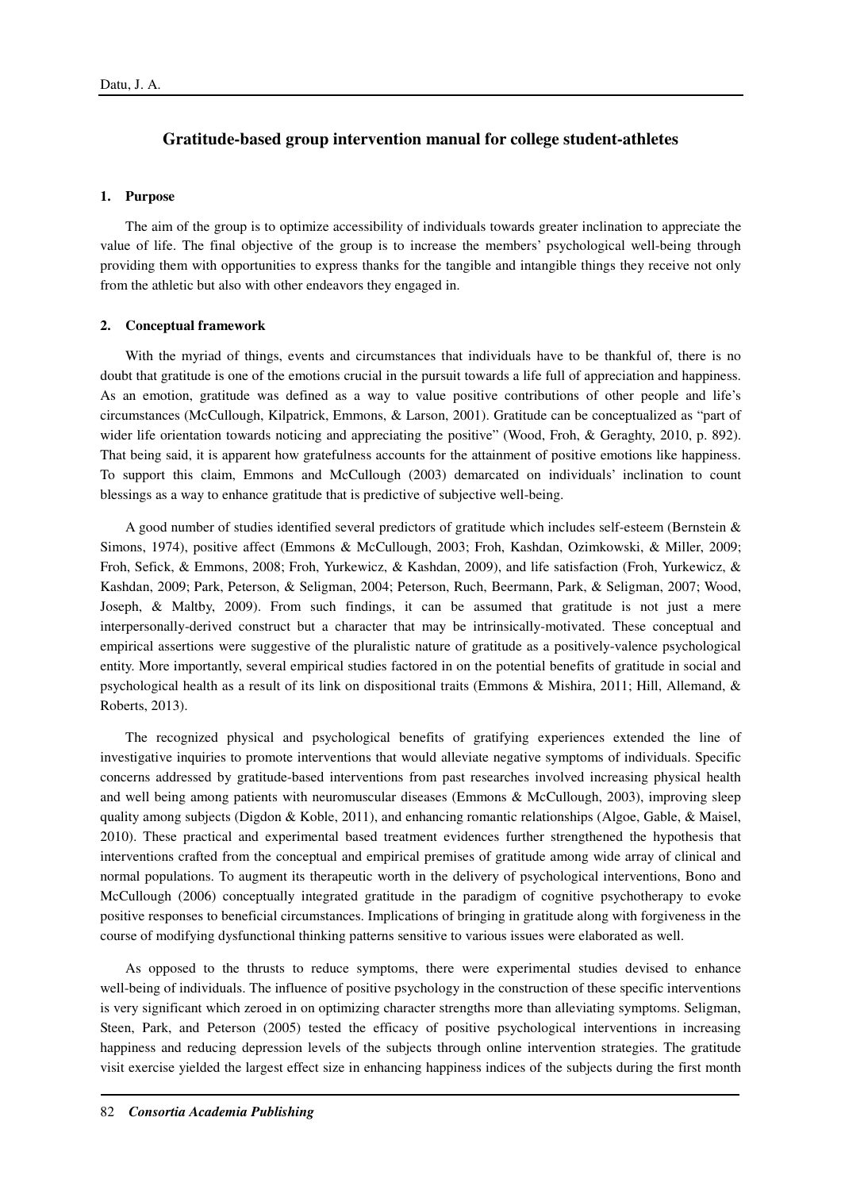## Gratitude-based group intervention manual for college student-athletes

### 1. Purpose

The aim of the group is to optimize accessibility of individuals towards greater inclination to appreciate the value of life. The final objective of the group is to increase the members' psychological well-being through providing them with opportunities to express thanks for the tangible and intangible things they receive not only from the athletic but also with other endeavors they engaged in.

### 2. Conceptual framework

With the myriad of things, events and circumstances that individuals have to be thankful of, there is no doubt that gratitude is one of the emotions crucial in the pursuit towards a life full of appreciation and happiness. As an emotion, gratitude was defined as a way to value positive contributions of other people and life's circumstances (McCullough, Kilpatrick, Emmons, & Larson, 2001). Gratitude can be conceptualized as "part of wider life orientation towards noticing and appreciating the positive" (Wood, Froh, & Geraghty, 2010, p. 892). That being said, it is apparent how gratefulness accounts for the attainment of positive emotions like happiness. To support this claim, Emmons and McCullough (2003) demarcated on individuals' inclination to count blessings as a way to enhance gratitude that is predictive of subjective well-being.

A good number of studies identified several predictors of gratitude which includes self-esteem (Bernstein & Simons, 1974), positive affect (Emmons & McCullough, 2003; Froh, Kashdan, Ozimkowski, & Miller, 2009; Froh, Sefick, & Emmons, 2008; Froh, Yurkewicz, & Kashdan, 2009), and life satisfaction (Froh, Yurkewicz, & Kashdan, 2009; Park, Peterson, & Seligman, 2004; Peterson, Ruch, Beermann, Park, & Seligman, 2007; Wood, Joseph, & Maltby, 2009). From such findings, it can be assumed that gratitude is not just a mere interpersonally-derived construct but a character that may be intrinsically-motivated. These conceptual and empirical assertions were suggestive of the pluralistic nature of gratitude as a positively-valence psychological entity. More importantly, several empirical studies factored in on the potential benefits of gratitude in social and psychological health as a result of its link on dispositional traits (Emmons & Mishira, 2011; Hill, Allemand, & Roberts, 2013).

The recognized physical and psychological benefits of gratifying experiences extended the line of investigative inquiries to promote interventions that would alleviate negative symptoms of individuals. Specific concerns addressed by gratitude-based interventions from past researches involved increasing physical health and well being among patients with neuromuscular diseases (Emmons & McCullough, 2003), improving sleep quality among subjects (Digdon & Koble, 2011), and enhancing romantic relationships (Algoe, Gable, & Maisel, 2010). These practical and experimental based treatment evidences further strengthened the hypothesis that interventions crafted from the conceptual and empirical premises of gratitude among wide array of clinical and normal populations. To augment its therapeutic worth in the delivery of psychological interventions, Bono and McCullough (2006) conceptually integrated gratitude in the paradigm of cognitive psychotherapy to evoke positive responses to beneficial circumstances. Implications of bringing in gratitude along with forgiveness in the course of modifying dysfunctional thinking patterns sensitive to various issues were elaborated as well.

As opposed to the thrusts to reduce symptoms, there were experimental studies devised to enhance well-being of individuals. The influence of positive psychology in the construction of these specific interventions is very significant which zeroed in on optimizing character strengths more than alleviating symptoms. Seligman, Steen, Park, and Peterson (2005) tested the efficacy of positive psychological interventions in increasing happiness and reducing depression levels of the subjects through online intervention strategies. The gratitude visit exercise yielded the largest effect size in enhancing happiness indices of the subjects during the first month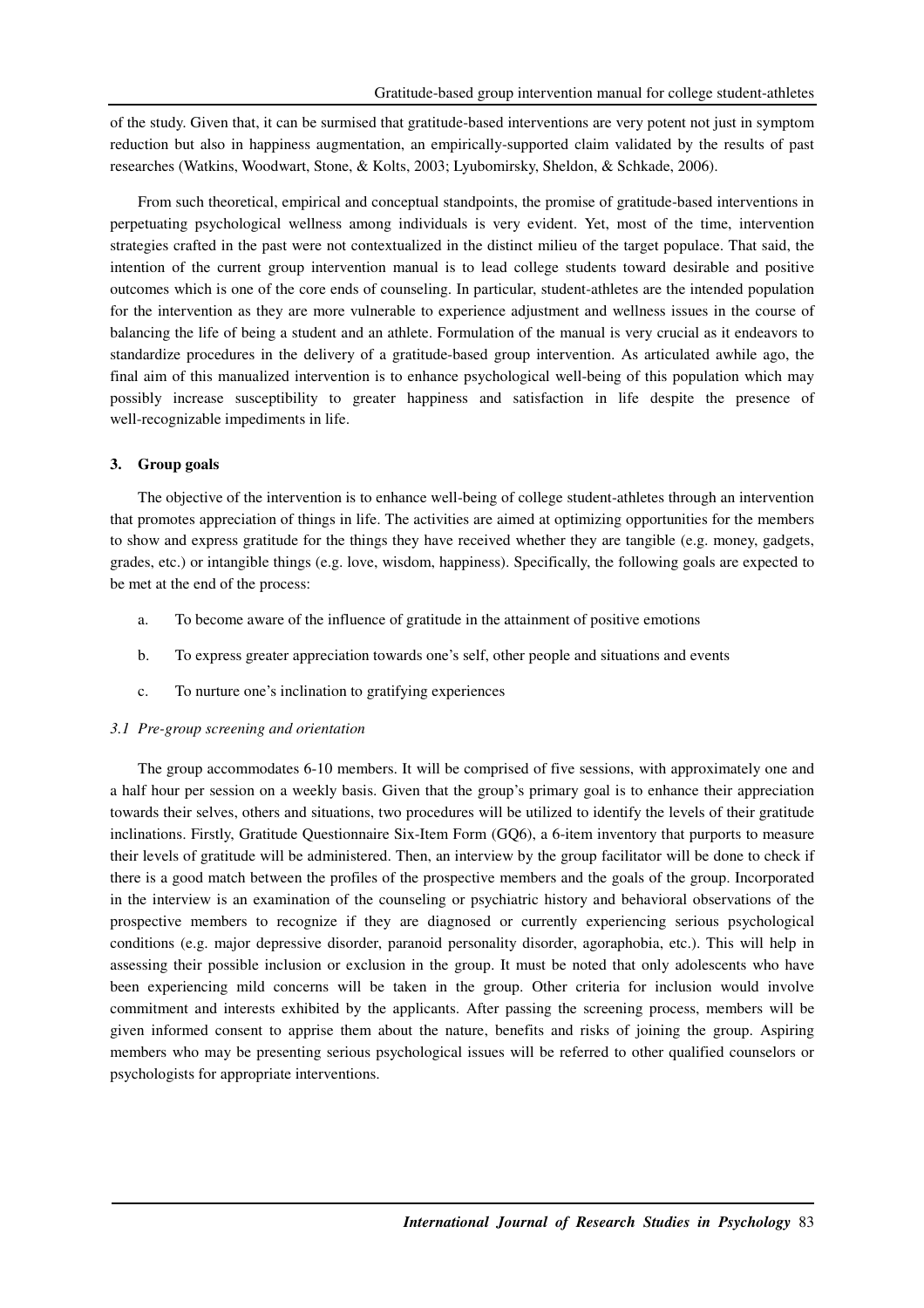of the study. Given that, it can be surmised that gratitude-based interventions are very potent not just in symptom reduction but also in happiness augmentation, an empirically-supported claim validated by the results of past researches (Watkins, Woodwart, Stone, & Kolts, 2003; Lyubomirsky, Sheldon, & Schkade, 2006).

From such theoretical, empirical and conceptual standpoints, the promise of gratitude-based interventions in perpetuating psychological wellness among individuals is very evident. Yet, most of the time, intervention strategies crafted in the past were not contextualized in the distinct milieu of the target populace. That said, the intention of the current group intervention manual is to lead college students toward desirable and positive outcomes which is one of the core ends of counseling. In particular, student-athletes are the intended population for the intervention as they are more vulnerable to experience adjustment and wellness issues in the course of balancing the life of being a student and an athlete. Formulation of the manual is very crucial as it endeavors to standardize procedures in the delivery of a gratitude-based group intervention. As articulated awhile ago, the final aim of this manualized intervention is to enhance psychological well-being of this population which may possibly increase susceptibility to greater happiness and satisfaction in life despite the presence of well-recognizable impediments in life.

## 3. Group goals

The objective of the intervention is to enhance well-being of college student-athletes through an intervention that promotes appreciation of things in life. The activities are aimed at optimizing opportunities for the members to show and express gratitude for the things they have received whether they are tangible (e.g. money, gadgets, grades, etc.) or intangible things (e.g. love, wisdom, happiness). Specifically, the following goals are expected to be met at the end of the process:

a. To become aware of the influence of gratitude in the attainment of positive emotions

b. To express greater appreciation towards one's self, other people and situations and events

c. To nurture one's inclination to gratifying experiences

### *3.1 Pre-group screening and orientation*

The group accommodates 6-10 members. It will be comprised of five sessions, with approximately one and a half hour per session on a weekly basis. Given that the group's primary goal is to enhance their appreciation towards their selves, others and situations, two procedures will be utilized to identify the levels of their gratitude inclinations. Firstly, Gratitude Questionnaire Six-Item Form (GQ6), a 6-item inventory that purports to measure their levels of gratitude will be administered. Then, an interview by the group facilitator will be done to check if there is a good match between the profiles of the prospective members and the goals of the group. Incorporated in the interview is an examination of the counseling or psychiatric history and behavioral observations of the prospective members to recognize if they are diagnosed or currently experiencing serious psychological conditions (e.g. major depressive disorder, paranoid personality disorder, agoraphobia, etc.). This will help in assessing their possible inclusion or exclusion in the group. It must be noted that only adolescents who have been experiencing mild concerns will be taken in the group. Other criteria for inclusion would involve commitment and interests exhibited by the applicants. After passing the screening process, members will be given informed consent to apprise them about the nature, benefits and risks of joining the group. Aspiring members who may be presenting serious psychological issues will be referred to other qualified counselors or psychologists for appropriate interventions.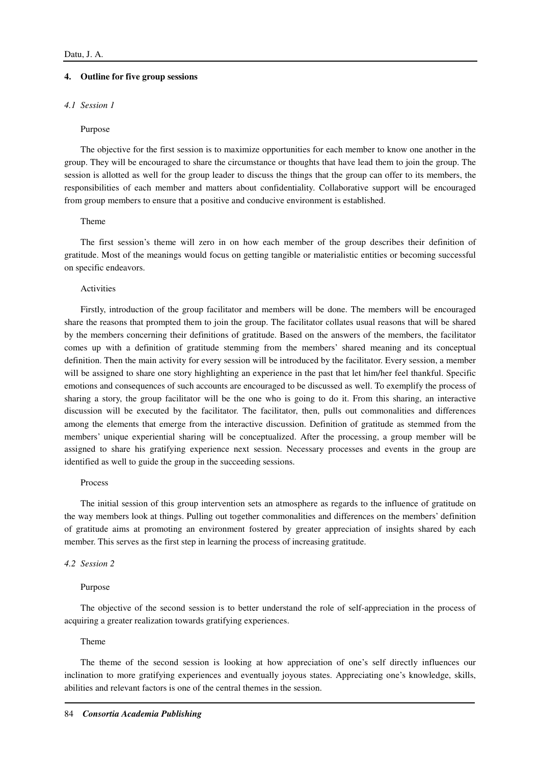## 4. Outline for five group sessions

### *4.1 Session 1*

Purpose

The objective for the first session is to maximize opportunities for each member to know one another in the group. They will be encouraged to share the circumstance or thoughts that have lead them to join the group. The session is allotted as well for the group leader to discuss the things that the group can offer to its members, the responsibilities of each member and matters about confidentiality. Collaborative support will be encouraged from group members to ensure that a positive and conducive environment is established.

Theme

The first session's theme will zero in on how each member of the group describes their definition of gratitude. Most of the meanings would focus on getting tangible or materialistic entities or becoming successful on specific endeavors.

Activities

Firstly, introduction of the group facilitator and members will be done. The members will be encouraged share the reasons that prompted them to join the group. The facilitator collates usual reasons that will be shared by the members concerning their definitions of gratitude. Based on the answers of the members, the facilitator comes up with a definition of gratitude stemming from the members' shared meaning and its conceptual definition. Then the main activity for every session will be introduced by the facilitator. Every session, a member will be assigned to share one story highlighting an experience in the past that let him/her feel thankful. Specific emotions and consequences of such accounts are encouraged to be discussed as well. To exemplify the process of sharing a story, the group facilitator will be the one who is going to do it. From this sharing, an interactive discussion will be executed by the facilitator. The facilitator, then, pulls out commonalities and differences among the elements that emerge from the interactive discussion. Definition of gratitude as stemmed from the members' unique experiential sharing will be conceptualized. After the processing, a group member will be assigned to share his gratifying experience next session. Necessary processes and events in the group are identified as well to guide the group in the succeeding sessions.

Process

The initial session of this group intervention sets an atmosphere as regards to the influence of gratitude on the way members look at things. Pulling out together commonalities and differences on the members' definition of gratitude aims at promoting an environment fostered by greater appreciation of insights shared by each member. This serves as the first step in learning the process of increasing gratitude.

### *4.2 Session 2*

Purpose

The objective of the second session is to better understand the role of self-appreciation in the process of acquiring a greater realization towards gratifying experiences.

Theme

The theme of the second session is looking at how appreciation of one's self directly influences our inclination to more gratifying experiences and eventually joyous states. Appreciating one's knowledge, skills, abilities and relevant factors is one of the central themes in the session.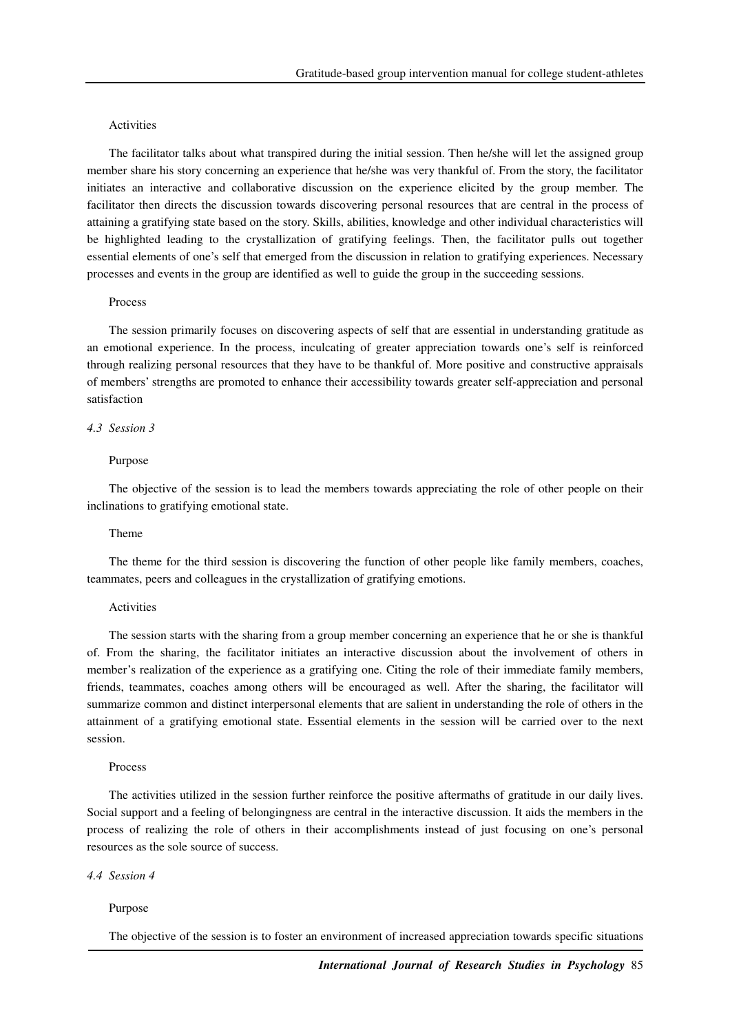Activities

The facilitator talks about what transpired during the initial session. Then he/she will let the assigned group member share his story concerning an experience that he/she was very thankful of. From the story, the facilitator initiates an interactive and collaborative discussion on the experience elicited by the group member. The facilitator then directs the discussion towards discovering personal resources that are central in the process of attaining a gratifying state based on the story. Skills, abilities, knowledge and other individual characteristics will be highlighted leading to the crystallization of gratifying feelings. Then, the facilitator pulls out together essential elements of one's self that emerged from the discussion in relation to gratifying experiences. Necessary processes and events in the group are identified as well to guide the group in the succeeding sessions.

Process

The session primarily focuses on discovering aspects of self that are essential in understanding gratitude as an emotional experience. In the process, inculcating of greater appreciation towards one's self is reinforced through realizing personal resources that they have to be thankful of. More positive and constructive appraisals of members' strengths are promoted to enhance their accessibility towards greater self-appreciation and personal satisfaction

### *4.3 Session 3*

Purpose

The objective of the session is to lead the members towards appreciating the role of other people on their inclinations to gratifying emotional state.

Theme

The theme for the third session is discovering the function of other people like family members, coaches, teammates, peers and colleagues in the crystallization of gratifying emotions.

Activities

The session starts with the sharing from a group member concerning an experience that he or she is thankful of. From the sharing, the facilitator initiates an interactive discussion about the involvement of others in member's realization of the experience as a gratifying one. Citing the role of their immediate family members, friends, teammates, coaches among others will be encouraged as well. After the sharing, the facilitator will summarize common and distinct interpersonal elements that are salient in understanding the role of others in the attainment of a gratifying emotional state. Essential elements in the session will be carried over to the next session.

Process

The activities utilized in the session further reinforce the positive aftermaths of gratitude in our daily lives. Social support and a feeling of belongingness are central in the interactive discussion. It aids the members in the process of realizing the role of others in their accomplishments instead of just focusing on one's personal resources as the sole source of success.

### *4.4 Session 4*

Purpose

The objective of the session is to foster an environment of increased appreciation towards specific situations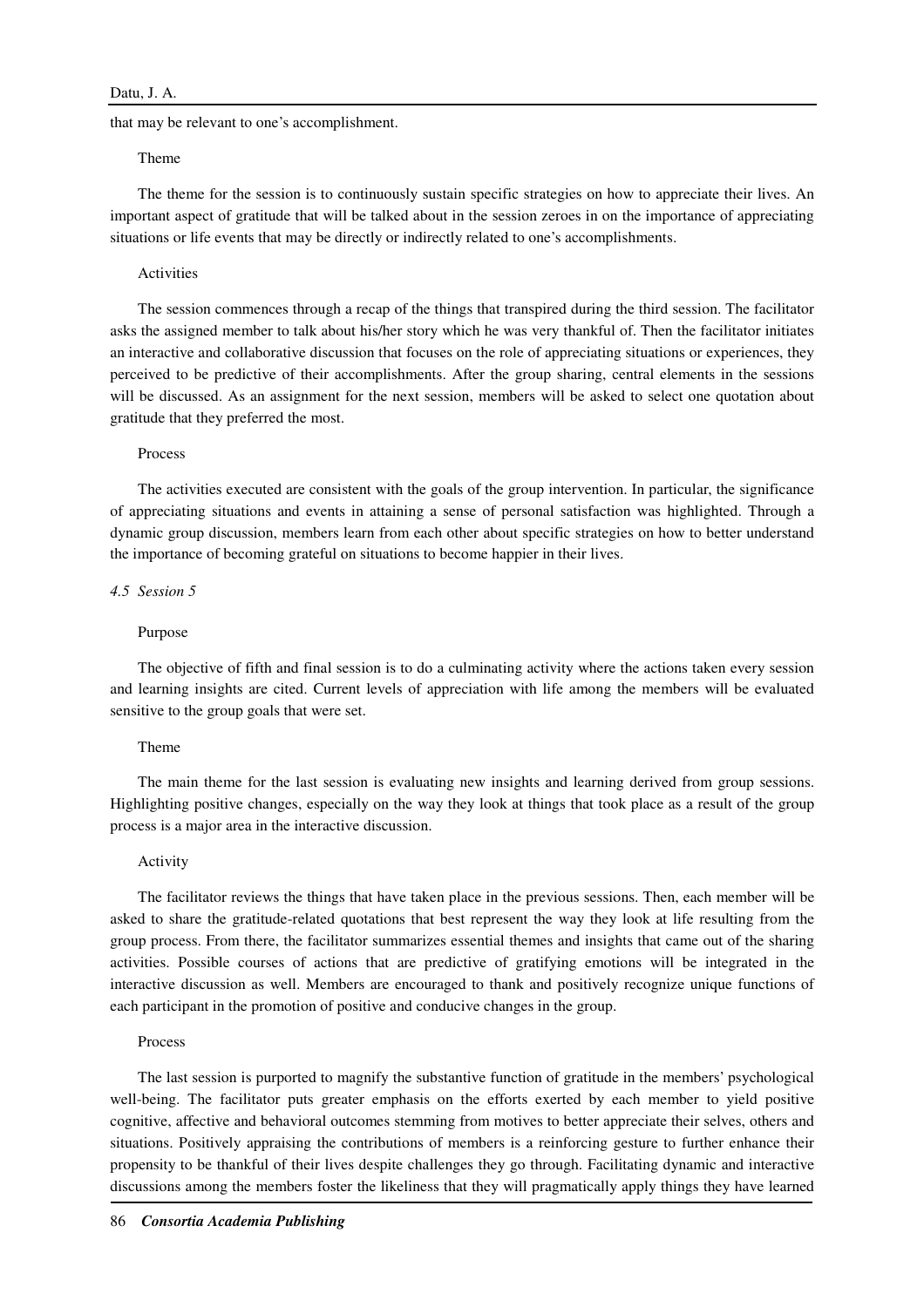that may be relevant to one's accomplishment.

Theme

The theme for the session is to continuously sustain specific strategies on how to appreciate their lives. An important aspect of gratitude that will be talked about in the session zeroes in on the importance of appreciating situations or life events that may be directly or indirectly related to one's accomplishments.

Activities

The session commences through a recap of the things that transpired during the third session. The facilitator asks the assigned member to talk about his/her story which he was very thankful of. Then the facilitator initiates an interactive and collaborative discussion that focuses on the role of appreciating situations or experiences, they perceived to be predictive of their accomplishments. After the group sharing, central elements in the sessions will be discussed. As an assignment for the next session, members will be asked to select one quotation about gratitude that they preferred the most.

Process

The activities executed are consistent with the goals of the group intervention. In particular, the significance of appreciating situations and events in attaining a sense of personal satisfaction was highlighted. Through a dynamic group discussion, members learn from each other about specific strategies on how to better understand the importance of becoming grateful on situations to become happier in their lives.

### *4.5 Session 5*

Purpose

The objective of fifth and final session is to do a culminating activity where the actions taken every session and learning insights are cited. Current levels of appreciation with life among the members will be evaluated sensitive to the group goals that were set.

Theme

The main theme for the last session is evaluating new insights and learning derived from group sessions. Highlighting positive changes, especially on the way they look at things that took place as a result of the group process is a major area in the interactive discussion.

Activity

The facilitator reviews the things that have taken place in the previous sessions. Then, each member will be asked to share the gratitude-related quotations that best represent the way they look at life resulting from the group process. From there, the facilitator summarizes essential themes and insights that came out of the sharing activities. Possible courses of actions that are predictive of gratifying emotions will be integrated in the interactive discussion as well. Members are encouraged to thank and positively recognize unique functions of each participant in the promotion of positive and conducive changes in the group.

Process

The last session is purported to magnify the substantive function of gratitude in the members' psychological well-being. The facilitator puts greater emphasis on the efforts exerted by each member to yield positive cognitive, affective and behavioral outcomes stemming from motives to better appreciate their selves, others and situations. Positively appraising the contributions of members is a reinforcing gesture to further enhance their propensity to be thankful of their lives despite challenges they go through. Facilitating dynamic and interactive discussions among the members foster the likeliness that they will pragmatically apply things they have learned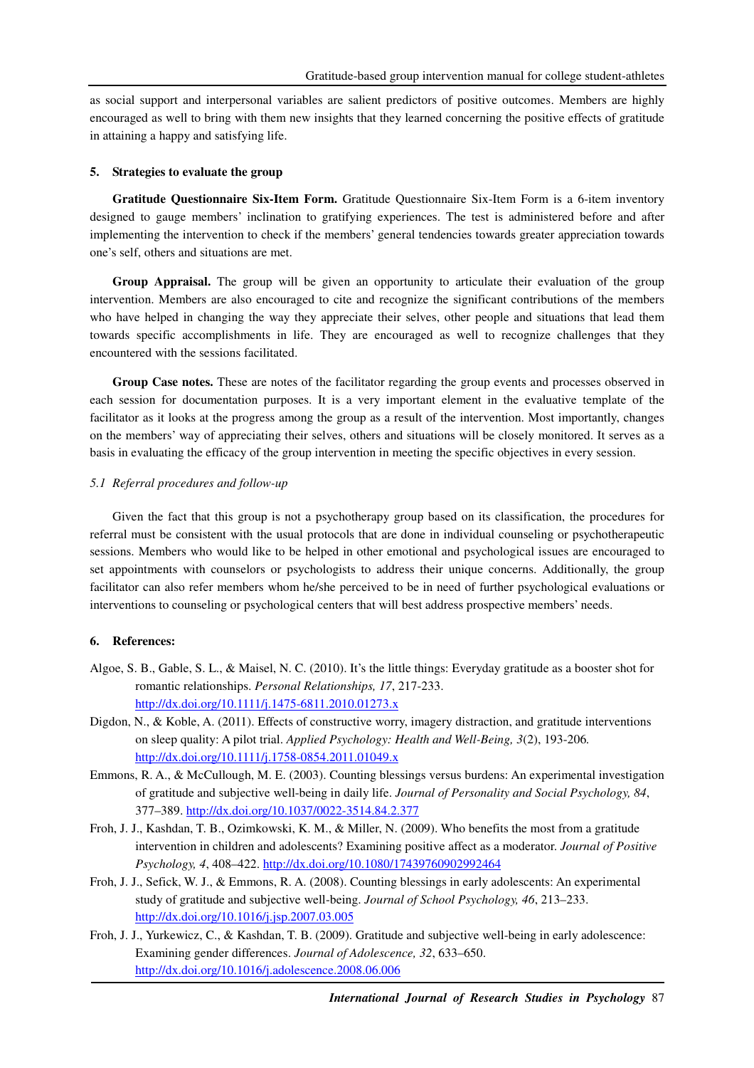as social support and interpersonal variables are salient predictors of positive outcomes. Members are highly encouraged as well to bring with them new insights that they learned concerning the positive effects of gratitude in attaining a happy and satisfying life.

## 5. Strategies to evaluate the group

**Gratitude Questionnaire Six-Item Form.** Gratitude Questionnaire Six-Item Form is a 6-item inventory designed to gauge members' inclination to gratifying experiences. The test is administered before and after implementing the intervention to check if the members' general tendencies towards greater appreciation towards one's self, others and situations are met.

**Group Appraisal.** The group will be given an opportunity to articulate their evaluation of the group intervention. Members are also encouraged to cite and recognize the significant contributions of the members who have helped in changing the way they appreciate their selves, other people and situations that lead them towards specific accomplishments in life. They are encouraged as well to recognize challenges that they encountered with the sessions facilitated.

**Group Case notes.** These are notes of the facilitator regarding the group events and processes observed in each session for documentation purposes. It is a very important element in the evaluative template of the facilitator as it looks at the progress among the group as a result of the intervention. Most importantly, changes on the members' way of appreciating their selves, others and situations will be closely monitored. It serves as a basis in evaluating the efficacy of the group intervention in meeting the specific objectives in every session.

### *5.1 Referral procedures and follow-up*

Given the fact that this group is not a psychotherapy group based on its classification, the procedures for referral must be consistent with the usual protocols that are done in individual counseling or psychotherapeutic sessions. Members who would like to be helped in other emotional and psychological issues are encouraged to set appointments with counselors or psychologists to address their unique concerns. Additionally, the group facilitator can also refer members whom he/she perceived to be in need of further psychological evaluations or interventions to counseling or psychological centers that will best address prospective members' needs.

## 6. References:

Algoe, S. B., Gable, S. L., & Maisel, N. C. (2010). It's the little things: Everyday gratitude as a booster shot for romantic relationships. *Personal Relationships, 17*, 217-233. http://dx.doi.org/10.1111/j.1475-6811.2010.01273.x

Digdon, N., & Koble, A. (2011). Effects of constructive worry, imagery distraction, and gratitude interventions on sleep quality: A pilot trial. *Applied Psychology: Health and Well-Being, 3*(2), 193-206. http://dx.doi.org/10.1111/j.1758-0854.2011.01049.x

Emmons, R. A., & McCullough, M. E. (2003). Counting blessings versus burdens: An experimental investigation of gratitude and subjective well-being in daily life. *Journal of Personality and Social Psychology, 84*, 377–389. http://dx.doi.org/10.1037/0022-3514.84.2.377

Froh, J. J., Kashdan, T. B., Ozimkowski, K. M., & Miller, N. (2009). Who benefits the most from a gratitude intervention in children and adolescents? Examining positive affect as a moderator. *Journal of Positive Psychology, 4*, 408–422. http://dx.doi.org/10.1080/17439760902992464

Froh, J. J., Sefick, W. J., & Emmons, R. A. (2008). Counting blessings in early adolescents: An experimental study of gratitude and subjective well-being. *Journal of School Psychology, 46*, 213–233. http://dx.doi.org/10.1016/j.jsp.2007.03.005

Froh, J. J., Yurkewicz, C., & Kashdan, T. B. (2009). Gratitude and subjective well-being in early adolescence: Examining gender differences. *Journal of Adolescence, 32*, 633–650. http://dx.doi.org/10.1016/j.adolescence.2008.06.006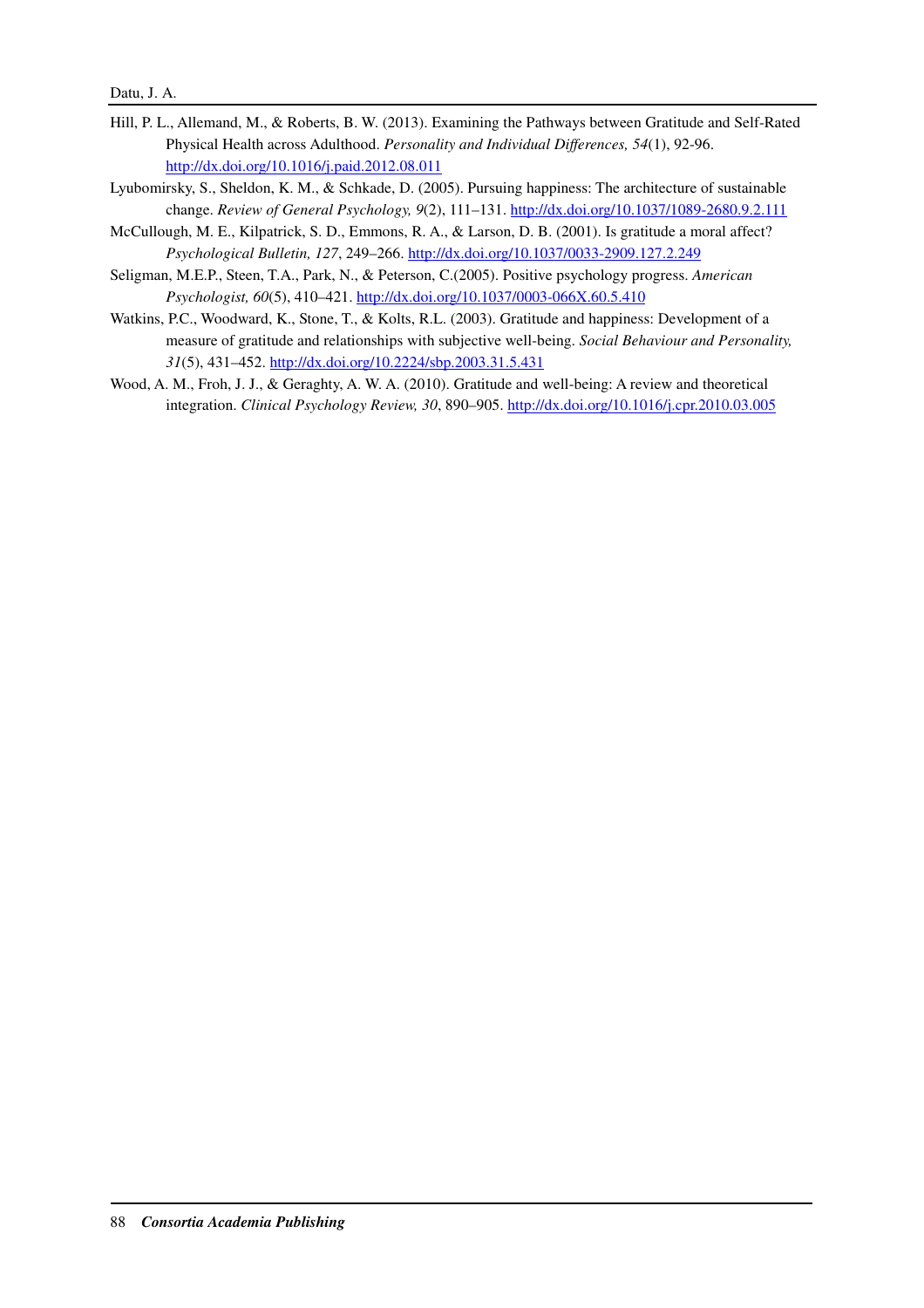Hill, P. L., Allemand, M., & Roberts, B. W. (2013). Examining the Pathways between Gratitude and Self-Rated Physical Health across Adulthood. *Personality and Individual Differences, 54*(1), 92-96. http://dx.doi.org/10.1016/j.paid.2012.08.011

Lyubomirsky, S., Sheldon, K. M., & Schkade, D. (2005). Pursuing happiness: The architecture of sustainable change. *Review of General Psychology, 9*(2), 111–131. http://dx.doi.org/10.1037/1089-2680.9.2.111

McCullough, M. E., Kilpatrick, S. D., Emmons, R. A., & Larson, D. B. (2001). Is gratitude a moral affect? *Psychological Bulletin, 127*, 249–266. http://dx.doi.org/10.1037/0033-2909.127.2.249

Seligman, M.E.P., Steen, T.A., Park, N., & Peterson, C.(2005). Positive psychology progress. *American Psychologist, 60*(5), 410–421. http://dx.doi.org/10.1037/0003-066X.60.5.410

Watkins, P.C., Woodward, K., Stone, T., & Kolts, R.L. (2003). Gratitude and happiness: Development of a measure of gratitude and relationships with subjective well-being. *Social Behaviour and Personality, 31*(5), 431–452. http://dx.doi.org/10.2224/sbp.2003.31.5.431

Wood, A. M., Froh, J. J., & Geraghty, A. W. A. (2010). Gratitude and well-being: A review and theoretical integration. *Clinical Psychology Review, 30*, 890–905. http://dx.doi.org/10.1016/j.cpr.2010.03.005